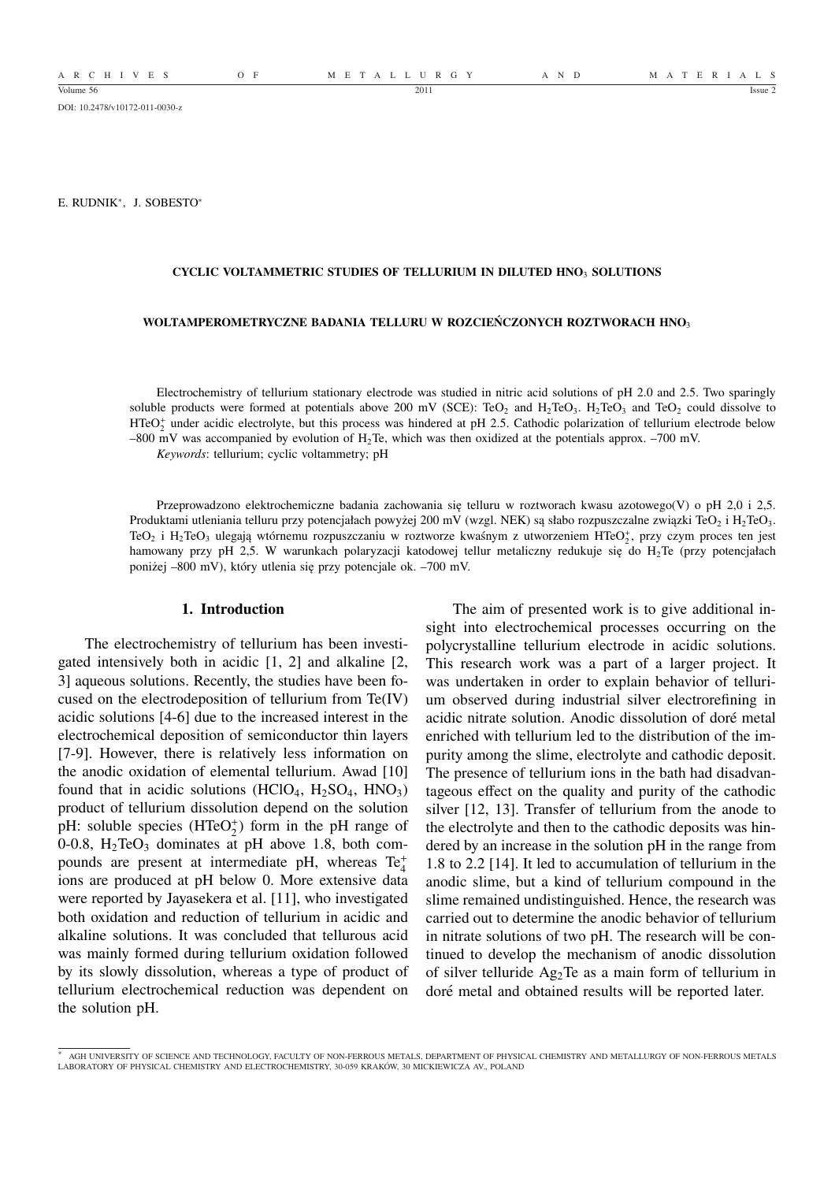DOI: 10.2478/v10172-011-0030-z

E. RUDNIK*, J. SOBESTO*

# CYCLIC VOLTAMMETRIC STUDIES OF TELLURIUM IN DILUTED $HNO_3$ SOLUTIONS

## WOLTAMPEROMETRYCZNE BADANIA TELLURU W ROZCIEŃCZONYCH ROZTWORACH $HNO_3$

Electrochemistry of tellurium stationary electrode was studied in nitric acid solutions of pH 2.0 and 2.5. Two sparingly soluble products were formed at potentials above 200 mV (SCE): $TeO_2$ and $H_2TeO_3$. $H_2TeO_3$ and $TeO_2$ could dissolve to $HTeO_2^+$ under acidic electrolyte, but this process was hindered at pH 2.5. Cathodic polarization of tellurium electrode below –800 mV was accompanied by evolution of $H_2Te$, which was then oxidized at the potentials approx. –700 mV.

*Keywords*: tellurium; cyclic voltammetry; pH

Przeprowadzono elektrochemiczne badania zachowania się telluru w roztworach kwasu azotowego(V) o pH 2,0 i 2,5. Produktami utleniania telluru przy potencjałach powyżej 200 mV (wzgl. NEK) są słabo rozpuszczalne związki $TeO_2$ i $H_2TeO_3$. $TeO_2$ i $H_2TeO_3$ ulegają wtórnemu rozpuszczaniu w roztworze kwaśnym z utworzeniem $HTeO_2^+$, przy czym proces ten jest hamowany przy pH 2,5. W warunkach polaryzacji katodowej tellur metaliczny redukuje się do $H_2Te$ (przy potencjałach poniżej –800 mV), który utlenia się przy potencjale ok. –700 mV.

## 1. Introduction

The electrochemistry of tellurium has been investigated intensively both in acidic [1, 2] and alkaline [2, 3] aqueous solutions. Recently, the studies have been focused on the electrodeposition of tellurium from Te(IV) acidic solutions [4-6] due to the increased interest in the electrochemical deposition of semiconductor thin layers [7-9]. However, there is relatively less information on the anodic oxidation of elemental tellurium. Awad [10] found that in acidic solutions ($HClO_4$, $H_2SO_4$, $HNO_3$) product of tellurium dissolution depend on the solution pH: soluble species ($HTeO_2^+$) form in the pH range of 0-0.8, $H_2TeO_3$ dominates at pH above 1.8, both compounds are present at intermediate pH, whereas $Te_4^+$ ions are produced at pH below 0. More extensive data were reported by Jayasekera et al. [11], who investigated both oxidation and reduction of tellurium in acidic and alkaline solutions. It was concluded that tellurous acid was mainly formed during tellurium oxidation followed by its slowly dissolution, whereas a type of product of tellurium electrochemical reduction was dependent on the solution pH.

The aim of presented work is to give additional insight into electrochemical processes occurring on the polycrystalline tellurium electrode in acidic solutions. This research work was a part of a larger project. It was undertaken in order to explain behavior of tellurium observed during industrial silver electrorefining in acidic nitrate solution. Anodic dissolution of doré metal enriched with tellurium led to the distribution of the impurity among the slime, electrolyte and cathodic deposit. The presence of tellurium ions in the bath had disadvantageous effect on the quality and purity of the cathodic silver [12, 13]. Transfer of tellurium from the anode to the electrolyte and then to the cathodic deposits was hindered by an increase in the solution pH in the range from 1.8 to 2.2 [14]. It led to accumulation of tellurium in the anodic slime, but a kind of tellurium compound in the slime remained undistinguished. Hence, the research was carried out to determine the anodic behavior of tellurium in nitrate solutions of two pH. The research will be continued to develop the mechanism of anodic dissolution of silver telluride $Ag_2Te$ as a main form of tellurium in doré metal and obtained results will be reported later.

* AGH UNIVERSITY OF SCIENCE AND TECHNOLOGY, FACULTY OF NON-FERROUS METALS, DEPARTMENT OF PHYSICAL CHEMISTRY AND METALLURGY OF NON-FERROUS METALS LABORATORY OF PHYSICAL CHEMISTRY AND ELECTROCHEMISTRY, 30-059 KRAKÓW, 30 MICKIEWICZA AV., POLAND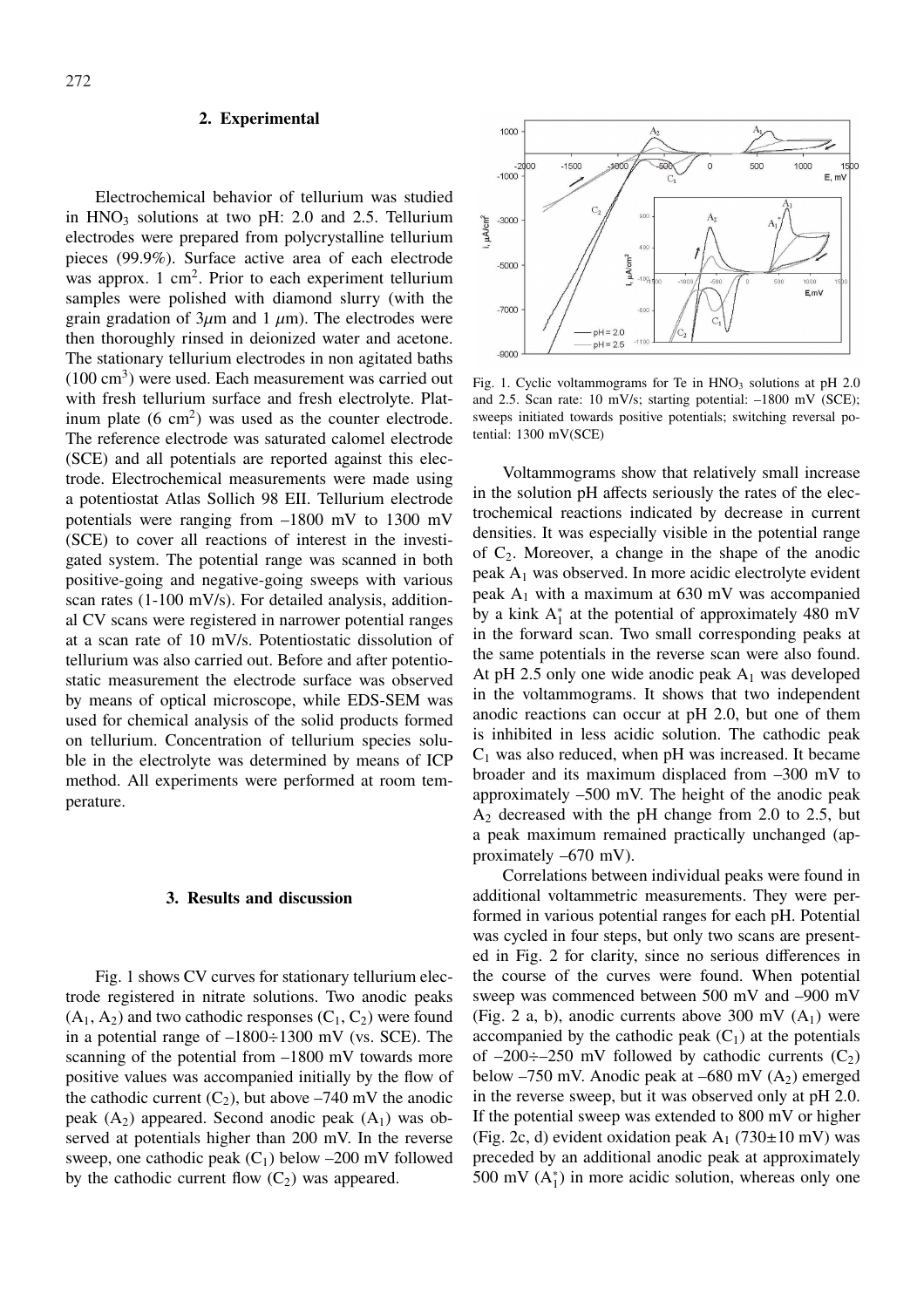## 2. Experimental

Electrochemical behavior of tellurium was studied in $HNO_3$ solutions at two pH: 2.0 and 2.5. Tellurium electrodes were prepared from polycrystalline tellurium pieces (99.9%). Surface active area of each electrode was approx. 1 $cm^2$. Prior to each experiment tellurium samples were polished with diamond slurry (with the grain gradation of 3$\mu$m and 1 $\mu$m). The electrodes were then thoroughly rinsed in deionized water and acetone. The stationary tellurium electrodes in non agitated baths (100 $cm^3$) were used. Each measurement was carried out with fresh tellurium surface and fresh electrolyte. Platinum plate (6 $cm^2$) was used as the counter electrode. The reference electrode was saturated calomel electrode (SCE) and all potentials are reported against this electrode. Electrochemical measurements were made using a potentiostat Atlas Sollich 98 EII. Tellurium electrode potentials were ranging from –1800 mV to 1300 mV (SCE) to cover all reactions of interest in the investigated system. The potential range was scanned in both positive-going and negative-going sweeps with various scan rates (1-100 mV/s). For detailed analysis, additional CV scans were registered in narrower potential ranges at a scan rate of 10 mV/s. Potentiostatic dissolution of tellurium was also carried out. Before and after potentiostatic measurement the electrode surface was observed by means of optical microscope, while EDS-SEM was used for chemical analysis of the solid products formed on tellurium. Concentration of tellurium species soluble in the electrolyte was determined by means of ICP method. All experiments were performed at room temperature.

## 3. Results and discussion

Fig. 1 shows CV curves for stationary tellurium electrode registered in nitrate solutions. Two anodic peaks ($A_1$, $A_2$) and two cathodic responses ($C_1$, $C_2$) were found in a potential range of –1800÷1300 mV (vs. SCE). The scanning of the potential from –1800 mV towards more positive values was accompanied initially by the flow of the cathodic current ($C_2$), but above –740 mV the anodic peak ($A_2$) appeared. Second anodic peak ($A_1$) was observed at potentials higher than 200 mV. In the reverse sweep, one cathodic peak ($C_1$) below –200 mV followed by the cathodic current flow ($C_2$) was appeared.

Fig. 1. Cyclic voltammograms for Te in $HNO_3$ solutions at pH 2.0 and 2.5. Scan rate: 10 mV/s; starting potential: –1800 mV (SCE); sweeps initiated towards positive potentials; switching reversal potential: 1300 mV(SCE)

Voltammograms show that relatively small increase in the solution pH affects seriously the rates of the electrochemical reactions indicated by decrease in current densities. It was especially visible in the potential range of $C_2$. Moreover, a change in the shape of the anodic peak $A_1$ was observed. In more acidic electrolyte evident peak $A_1$ with a maximum at 630 mV was accompanied by a kink $A_1^*$ at the potential of approximately 480 mV in the forward scan. Two small corresponding peaks at the same potentials in the reverse scan were also found. At pH 2.5 only one wide anodic peak $A_1$ was developed in the voltammograms. It shows that two independent anodic reactions can occur at pH 2.0, but one of them is inhibited in less acidic solution. The cathodic peak $C_1$ was also reduced, when pH was increased. It became broader and its maximum displaced from –300 mV to approximately –500 mV. The height of the anodic peak $A_2$ decreased with the pH change from 2.0 to 2.5, but a peak maximum remained practically unchanged (approximately –670 mV).

Correlations between individual peaks were found in additional voltammetric measurements. They were performed in various potential ranges for each pH. Potential was cycled in four steps, but only two scans are presented in Fig. 2 for clarity, since no serious differences in the course of the curves were found. When potential sweep was commenced between 500 mV and –900 mV (Fig. 2 a, b), anodic currents above 300 mV ($A_1$) were accompanied by the cathodic peak ($C_1$) at the potentials of –200÷–250 mV followed by cathodic currents ($C_2$) below –750 mV. Anodic peak at –680 mV ($A_2$) emerged in the reverse sweep, but it was observed only at pH 2.0. If the potential sweep was extended to 800 mV or higher (Fig. 2c, d) evident oxidation peak $A_1$ (730±10 mV) was preceded by an additional anodic peak at approximately 500 mV ($A_1^*$) in more acidic solution, whereas only one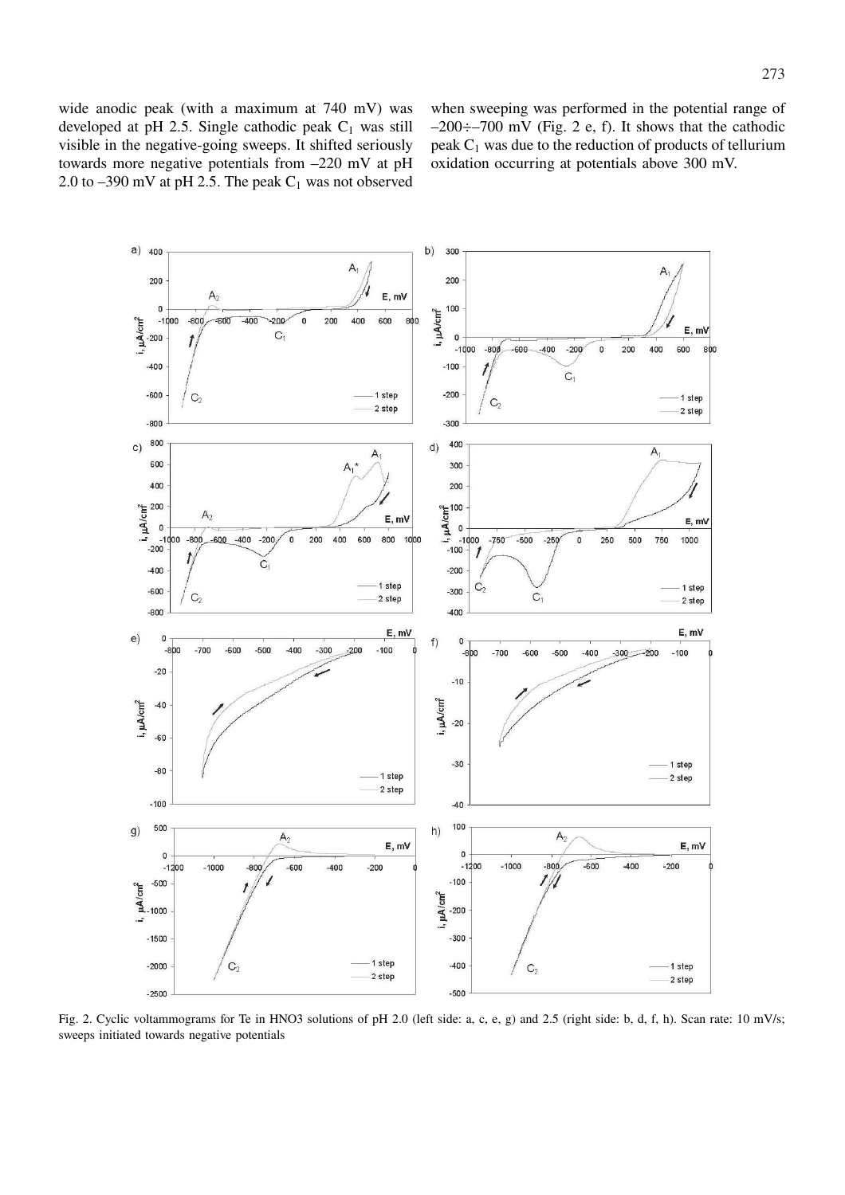wide anodic peak (with a maximum at 740 mV) was developed at pH 2.5. Single cathodic peak $C_1$ was still visible in the negative-going sweeps. It shifted seriously towards more negative potentials from –220 mV at pH 2.0 to –390 mV at pH 2.5. The peak $C_1$ was not observed when sweeping was performed in the potential range of –200÷–700 mV (Fig. 2 e, f). It shows that the cathodic peak $C_1$ was due to the reduction of products of tellurium oxidation occurring at potentials above 300 mV.

Fig. 2. Cyclic voltammograms for Te in HNO3 solutions of pH 2.0 (left side: a, c, e, g) and 2.5 (right side: b, d, f, h). Scan rate: 10 mV/s; sweeps initiated towards negative potentials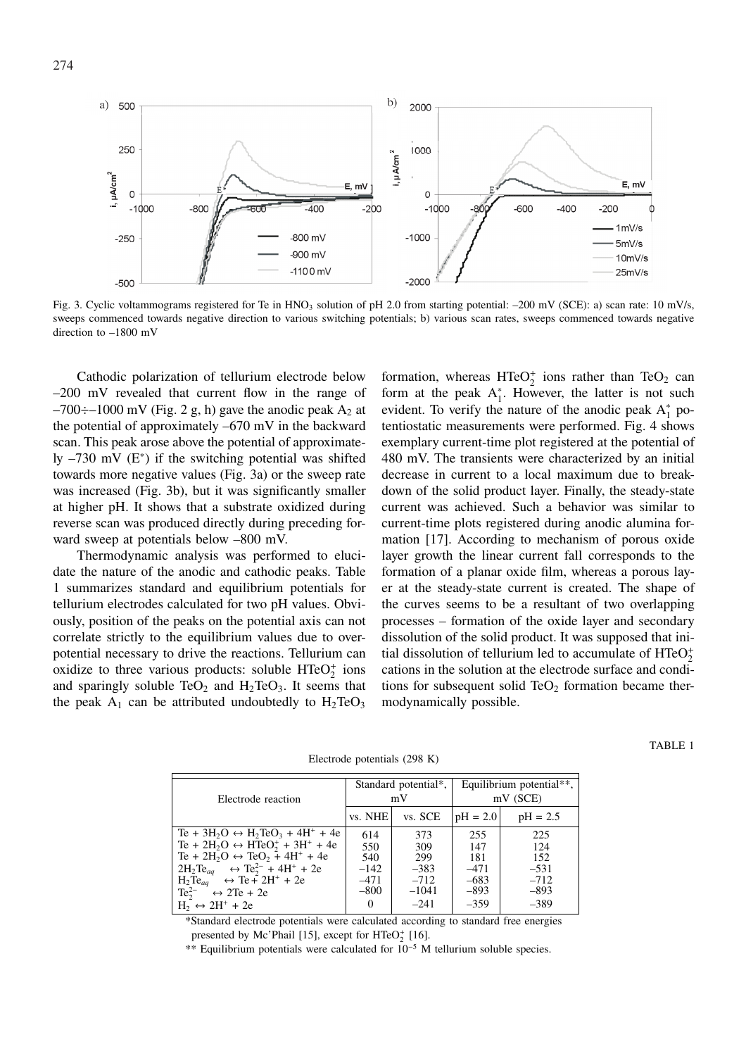Fig. 3. Cyclic voltammograms registered for Te in $HNO_3$ solution of pH 2.0 from starting potential: –200 mV (SCE): a) scan rate: 10 mV/s, sweeps commenced towards negative direction to various switching potentials; b) various scan rates, sweeps commenced towards negative direction to –1800 mV

Cathodic polarization of tellurium electrode below –200 mV revealed that current flow in the range of –700÷–1000 mV (Fig. 2 g, h) gave the anodic peak $A_2$ at the potential of approximately –670 mV in the backward scan. This peak arose above the potential of approximately –730 mV ($E^*$) if the switching potential was shifted towards more negative values (Fig. 3a) or the sweep rate was increased (Fig. 3b), but it was significantly smaller at higher pH. It shows that a substrate oxidized during reverse scan was produced directly during preceding forward sweep at potentials below –800 mV.

Thermodynamic analysis was performed to elucidate the nature of the anodic and cathodic peaks. Table 1 summarizes standard and equilibrium potentials for tellurium electrodes calculated for two pH values. Obviously, position of the peaks on the potential axis can not correlate strictly to the equilibrium values due to overpotential necessary to drive the reactions. Tellurium can oxidize to three various products: soluble $HTeO_2^+$ ions and sparingly soluble $TeO_2$ and $H_2TeO_3$. It seems that the peak $A_1$ can be attributed undoubtedly to $H_2TeO_3$ formation, whereas $HTeO_2^+$ ions rather than $TeO_2$ can form at the peak $A_1^*$. However, the latter is not such evident. To verify the nature of the anodic peak $A_1^*$ potentiostatic measurements were performed. Fig. 4 shows exemplary current-time plot registered at the potential of 480 mV. The transients were characterized by an initial decrease in current to a local maximum due to breakdown of the solid product layer. Finally, the steady-state current was achieved. Such a behavior was similar to current-time plots registered during anodic alumina formation [17]. According to mechanism of porous oxide layer growth the linear current fall corresponds to the formation of a planar oxide film, whereas a porous layer at the steady-state current is created. The shape of the curves seems to be a resultant of two overlapping processes – formation of the oxide layer and secondary dissolution of the solid product. It was supposed that initial dissolution of tellurium led to accumulate of $HTeO_2^+$ cations in the solution at the electrode surface and conditions for subsequent solid $TeO_2$ formation became thermodynamically possible.

TABLE 1

Electrode potentials (298 K)

| Electrode reaction | Standard potential*, mV | | Equilibrium potential**, mV (SCE) | |
|---|---|---|---|---|
| | vs. NHE | vs. SCE | pH = 2.0 | pH = 2.5 |
| $Te + 3H_2O \leftrightarrow H_2TeO_3 + 4H^+ + 4e$ | 614 | 373 | 255 | 225 |
| $Te + 2H_2O \leftrightarrow HTeO_2^+ + 3H^+ + 4e$ | 550 | 309 | 147 | 124 |
| $Te + 2H_2O \leftrightarrow TeO_2 + 4H^+ + 4e$ | 540 | 299 | 181 | 152 |
| $2H_2Te_{aq} \leftrightarrow Te_2^{2-} + 4H^+ + 2e$ | –142 | –383 | –471 | –531 |
| $H_2Te_{aq} \leftrightarrow Te + 2H^+ + 2e$ | –471 | –712 | –683 | –712 |
| $Te_2^{2-} \leftrightarrow 2Te + 2e$ | –800 | –1041 | –893 | –893 |
| $H_2 \leftrightarrow 2H^+ + 2e$ | 0 | –241 | –359 | –389 |

*Standard electrode potentials were calculated according to standard free energies presented by Mc'Phail [15], except for $HTeO_2^+$ [16].

** Equilibrium potentials were calculated for $10^{-5}$ M tellurium soluble species.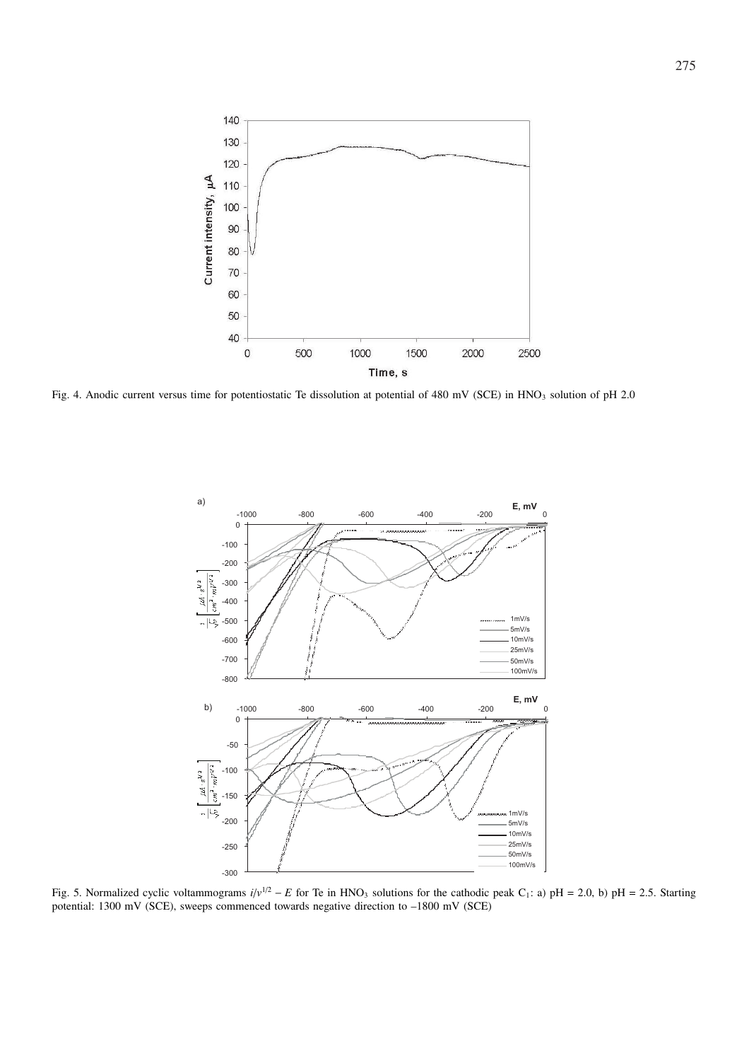Fig. 4. Anodic current versus time for potentiostatic Te dissolution at potential of 480 mV (SCE) in $HNO_3$ solution of pH 2.0

Fig. 5. Normalized cyclic voltammograms $i/v^{1/2} - E$ for Te in $HNO_3$ solutions for the cathodic peak $C_1$: a) pH = 2.0, b) pH = 2.5. Starting potential: 1300 mV (SCE), sweeps commenced towards negative direction to –1800 mV (SCE)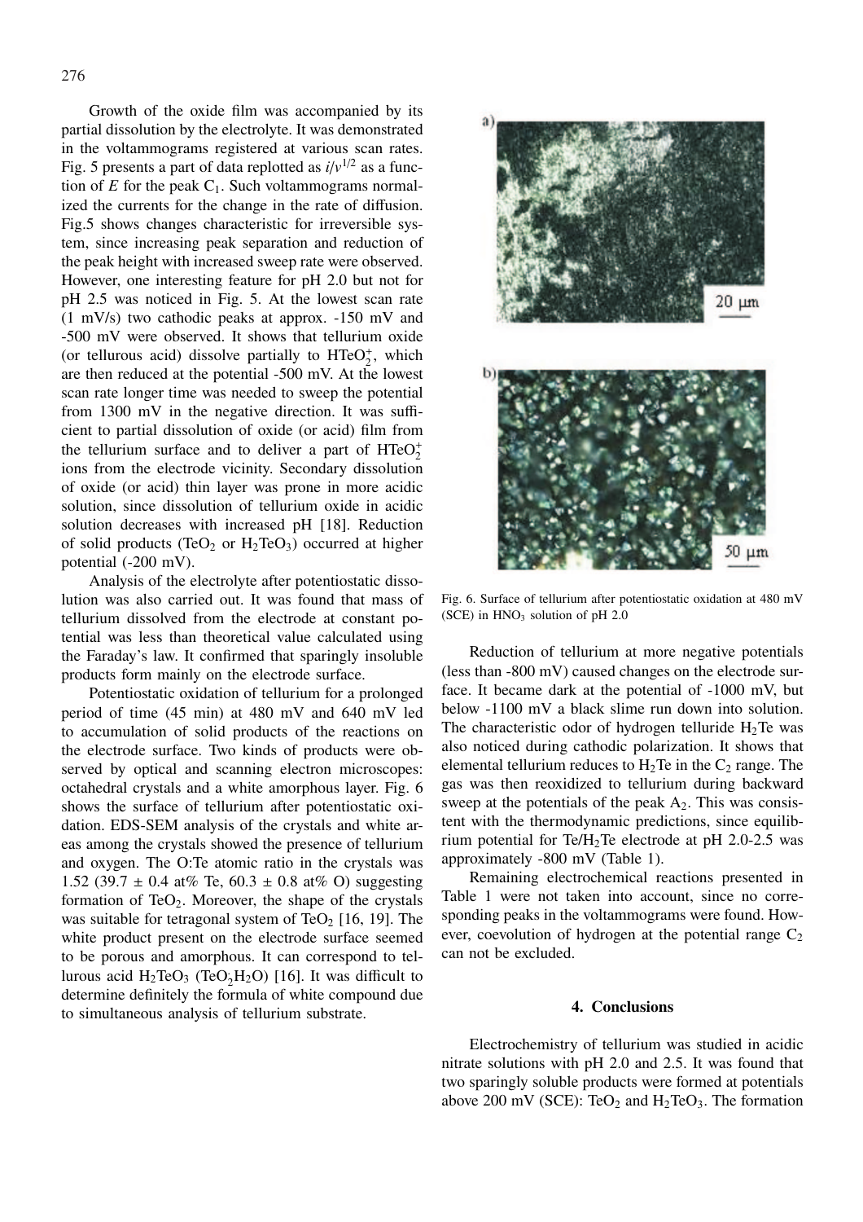Growth of the oxide film was accompanied by its partial dissolution by the electrolyte. It was demonstrated in the voltammograms registered at various scan rates. Fig. 5 presents a part of data replotted as $i/v^{1/2}$ as a function of $E$ for the peak $C_1$. Such voltammograms normalized the currents for the change in the rate of diffusion. Fig.5 shows changes characteristic for irreversible system, since increasing peak separation and reduction of the peak height with increased sweep rate were observed. However, one interesting feature for pH 2.0 but not for pH 2.5 was noticed in Fig. 5. At the lowest scan rate (1 mV/s) two cathodic peaks at approx. -150 mV and -500 mV were observed. It shows that tellurium oxide (or tellurous acid) dissolve partially to $HTeO_2^+$, which are then reduced at the potential -500 mV. At the lowest scan rate longer time was needed to sweep the potential from 1300 mV in the negative direction. It was sufficient to partial dissolution of oxide (or acid) film from the tellurium surface and to deliver a part of $HTeO_2^+$ ions from the electrode vicinity. Secondary dissolution of oxide (or acid) thin layer was prone in more acidic solution, since dissolution of tellurium oxide in acidic solution decreases with increased pH [18]. Reduction of solid products ($TeO_2$ or $H_2TeO_3$) occurred at higher potential (-200 mV).

Analysis of the electrolyte after potentiostatic dissolution was also carried out. It was found that mass of tellurium dissolved from the electrode at constant potential was less than theoretical value calculated using the Faraday's law. It confirmed that sparingly insoluble products form mainly on the electrode surface.

Potentiostatic oxidation of tellurium for a prolonged period of time (45 min) at 480 mV and 640 mV led to accumulation of solid products of the reactions on the electrode surface. Two kinds of products were observed by optical and scanning electron microscopes: octahedral crystals and a white amorphous layer. Fig. 6 shows the surface of tellurium after potentiostatic oxidation. EDS-SEM analysis of the crystals and white areas among the crystals showed the presence of tellurium and oxygen. The O:Te atomic ratio in the crystals was 1.52 (39.7 ± 0.4 at% Te, 60.3 ± 0.8 at% O) suggesting formation of $TeO_2$. Moreover, the shape of the crystals was suitable for tetragonal system of $TeO_2$ [16, 19]. The white product present on the electrode surface seemed to be porous and amorphous. It can correspond to tellurous acid $H_2TeO_3$ ($TeO_2H_2O$) [16]. It was difficult to determine definitely the formula of white compound due to simultaneous analysis of tellurium substrate.

Fig. 6. Surface of tellurium after potentiostatic oxidation at 480 mV (SCE) in $HNO_3$ solution of pH 2.0

Reduction of tellurium at more negative potentials (less than -800 mV) caused changes on the electrode surface. It became dark at the potential of -1000 mV, but below -1100 mV a black slime run down into solution. The characteristic odor of hydrogen telluride $H_2Te$ was also noticed during cathodic polarization. It shows that elemental tellurium reduces to $H_2Te$ in the $C_2$ range. The gas was then reoxidized to tellurium during backward sweep at the potentials of the peak $A_2$. This was consistent with the thermodynamic predictions, since equilibrium potential for Te/$H_2Te$ electrode at pH 2.0-2.5 was approximately -800 mV (Table 1).

Remaining electrochemical reactions presented in Table 1 were not taken into account, since no corresponding peaks in the voltammograms were found. However, coevolution of hydrogen at the potential range $C_2$ can not be excluded.

## 4. Conclusions

Electrochemistry of tellurium was studied in acidic nitrate solutions with pH 2.0 and 2.5. It was found that two sparingly soluble products were formed at potentials above 200 mV (SCE): $TeO_2$ and $H_2TeO_3$. The formation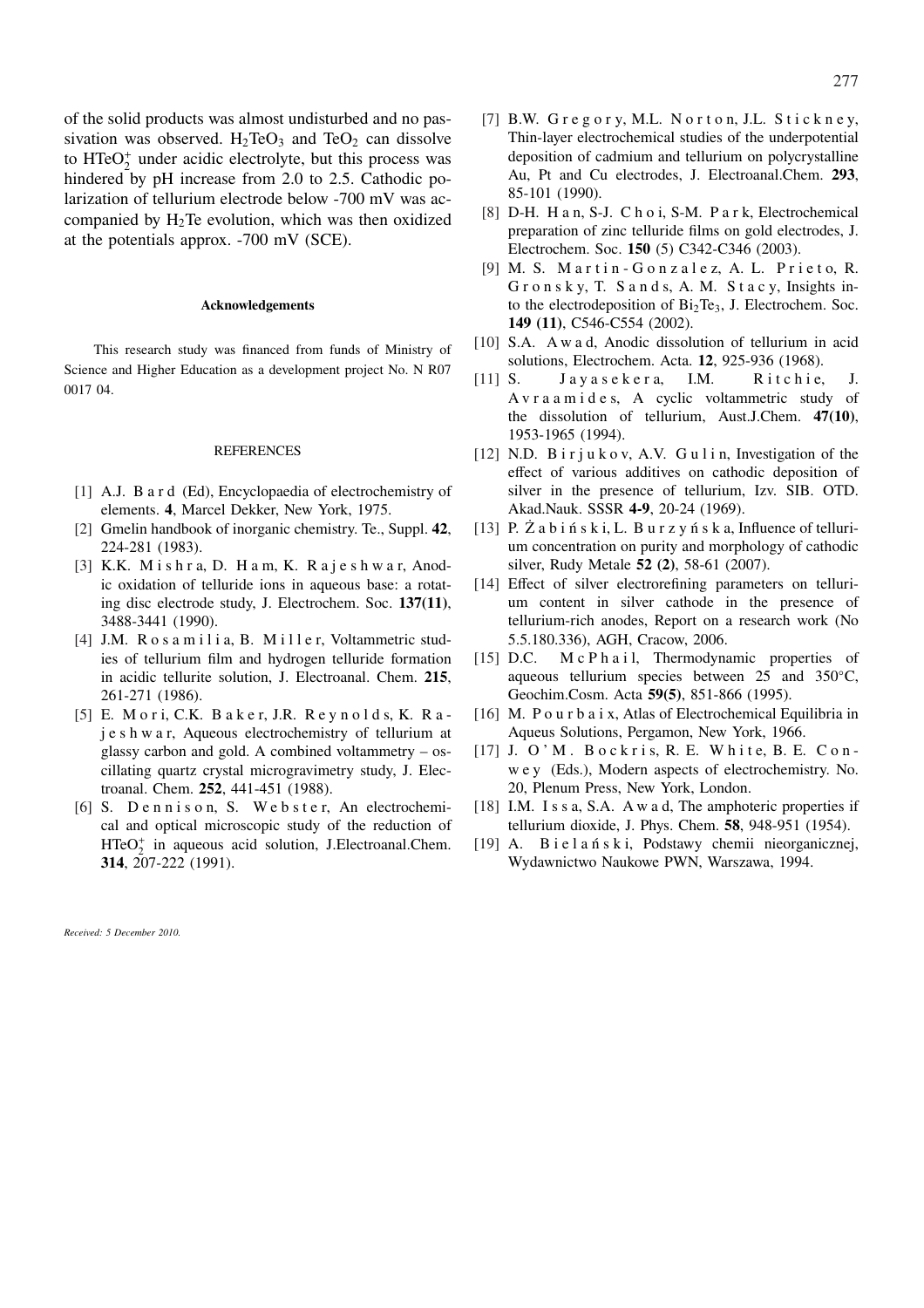of the solid products was almost undisturbed and no passivation was observed. $H_2TeO_3$ and $TeO_2$ can dissolve to $HTeO_2^+$ under acidic electrolyte, but this process was hindered by pH increase from 2.0 to 2.5. Cathodic polarization of tellurium electrode below -700 mV was accompanied by $H_2Te$ evolution, which was then oxidized at the potentials approx. -700 mV (SCE).

#### Acknowledgements

This research study was financed from funds of Ministry of Science and Higher Education as a development project No. N R07 0017 04.

#### REFERENCES

[1] A.J. Bard (Ed), Encyclopaedia of electrochemistry of elements. **4**, Marcel Dekker, New York, 1975.

[2] Gmelin handbook of inorganic chemistry. Te., Suppl. **42**, 224-281 (1983).

[3] K.K. Mishra, D. Ham, K. Rajeshwar, Anodic oxidation of telluride ions in aqueous base: a rotating disc electrode study, J. Electrochem. Soc. **137(11)**, 3488-3441 (1990).

[4] J.M. Rosamilia, B. Miller, Voltammetric studies of tellurium film and hydrogen telluride formation in acidic tellurite solution, J. Electroanal. Chem. **215**, 261-271 (1986).

[5] E. Mori, C.K. Baker, J.R. Reynolds, K. Rajeshwar, Aqueous electrochemistry of tellurium at glassy carbon and gold. A combined voltammetry – oscillating quartz crystal microgravimetry study, J. Electroanal. Chem. **252**, 441-451 (1988).

[6] S. Dennison, S. Webster, An electrochemical and optical microscopic study of the reduction of $HTeO_2^+$ in aqueous acid solution, J.Electroanal.Chem. **314**, 207-222 (1991).

[7] B.W. Gregory, M.L. Norton, J.L. Stickney, Thin-layer electrochemical studies of the underpotential deposition of cadmium and tellurium on polycrystalline Au, Pt and Cu electrodes, J. Electroanal.Chem. **293**, 85-101 (1990).

[8] D-H. Han, S-J. Choi, S-M. Park, Electrochemical preparation of zinc telluride films on gold electrodes, J. Electrochem. Soc. **150** (5) C342-C346 (2003).

[9] M. S. Martin-Gonzalez, A. L. Prieto, R. Gronsky, T. Sands, A. M. Stacy, Insights into the electrodeposition of $Bi_2Te_3$, J. Electrochem. Soc. **149 (11)**, C546-C554 (2002).

[10] S.A. Awad, Anodic dissolution of tellurium in acid solutions, Electrochem. Acta. **12**, 925-936 (1968).

[11] S. Jayasekera, I.M. Ritchie, J. Avraamides, A cyclic voltammetric study of the dissolution of tellurium, Aust.J.Chem. **47(10)**, 1953-1965 (1994).

[12] N.D. Birjukov, A.V. Gulin, Investigation of the effect of various additives on cathodic deposition of silver in the presence of tellurium, Izv. SIB. OTD. Akad.Nauk. SSSR **4-9**, 20-24 (1969).

[13] P. Żabiński, L. Burzyńska, Influence of tellurium concentration on purity and morphology of cathodic silver, Rudy Metale **52 (2)**, 58-61 (2007).

[14] Effect of silver electrorefining parameters on tellurium content in silver cathode in the presence of tellurium-rich anodes, Report on a research work (No 5.5.180.336), AGH, Cracow, 2006.

[15] D.C. McPhail, Thermodynamic properties of aqueous tellurium species between 25 and 350°C, Geochim.Cosm. Acta **59(5)**, 851-866 (1995).

[16] M. Pourbaix, Atlas of Electrochemical Equilibria in Aqueus Solutions, Pergamon, New York, 1966.

[17] J. O'M. Bockris, R. E. White, B. E. Conwey (Eds.), Modern aspects of electrochemistry. No. 20, Plenum Press, New York, London.

[18] I.M. Issa, S.A. Awad, The amphoteric properties if tellurium dioxide, J. Phys. Chem. **58**, 948-951 (1954).

[19] A. Bielański, Podstawy chemii nieorganicznej, Wydawnictwo Naukowe PWN, Warszawa, 1994.

*Received: 5 December 2010.*